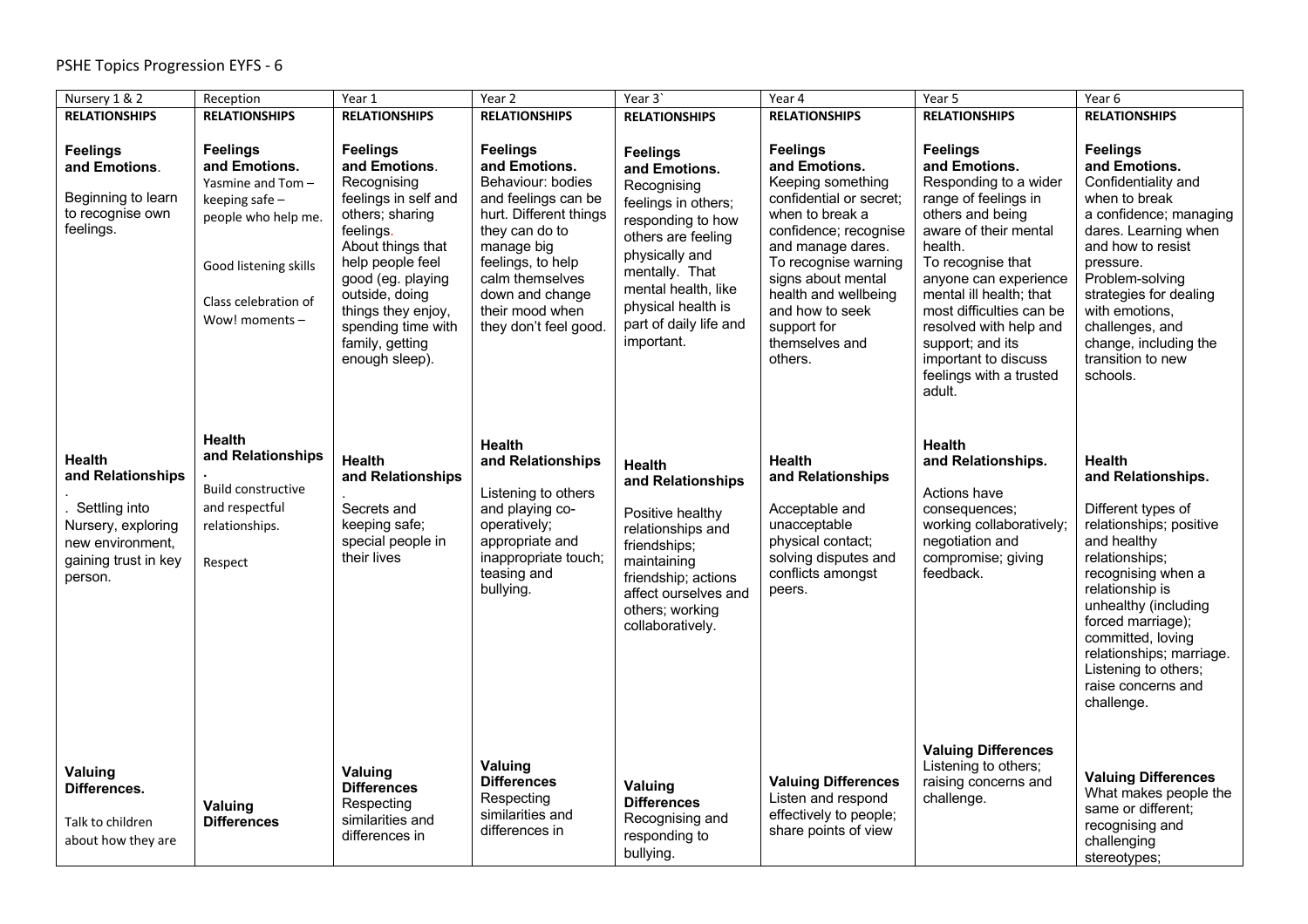# PSHE Topics Progression EYFS - 6

| Nursery 1 & 2 | Reception | Year 1 | Year 2 | Year 3` | Year 4 | Year 5 | Year 6 |
|---|---|---|---|---|---|---|---|
| **RELATIONSHIPS** | **RELATIONSHIPS** | **RELATIONSHIPS** | **RELATIONSHIPS** | **RELATIONSHIPS** | **RELATIONSHIPS** | **RELATIONSHIPS** | **RELATIONSHIPS** |
| **Feelings and Emotions**. Beginning to learn to recognise own feelings. | **Feelings and Emotions.** Yasmine and Tom – keeping safe – people who help me. Good listening skills Class celebration of Wow! moments – | **Feelings and Emotions**. Recognising feelings in self and others; sharing feelings. About things that help people feel good (eg. playing outside, doing things they enjoy, spending time with family, getting enough sleep). | **Feelings and Emotions.** Behaviour: bodies and feelings can be hurt. Different things they can do to manage big feelings, to help calm themselves down and change their mood when they don't feel good. | **Feelings and Emotions.** Recognising feelings in others; responding to how others are feeling physically and mentally. That mental health, like physical health is part of daily life and important. | **Feelings and Emotions.** Keeping something confidential or secret; when to break a confidence; recognise and manage dares. To recognise warning signs about mental health and wellbeing and how to seek support for themselves and others. | **Feelings and Emotions.** Responding to a wider range of feelings in others and being aware of their mental health. To recognise that anyone can experience mental ill health; that most difficulties can be resolved with help and support; and its important to discuss feelings with a trusted adult. | **Feelings and Emotions.** Confidentiality and when to break a confidence; managing dares. Learning when and how to resist pressure. Problem-solving strategies for dealing with emotions, challenges, and change, including the transition to new schools. |
| **Health and Relationships** . . Settling into Nursery, exploring new environment, gaining trust in key person. | **Health and Relationships** . Build constructive and respectful relationships. Respect | **Health and Relationships** . Secrets and keeping safe; special people in their lives | **Health and Relationships** Listening to others and playing co-operatively; appropriate and inappropriate touch; teasing and bullying. | **Health and Relationships** Positive healthy relationships and friendships; maintaining friendship; actions affect ourselves and others; working collaboratively. | **Health and Relationships** Acceptable and unacceptable physical contact; solving disputes and conflicts amongst peers. | **Health and Relationships.** Actions have consequences; working collaboratively; negotiation and compromise; giving feedback. | **Health and Relationships.** Different types of relationships; positive and healthy relationships; recognising when a relationship is unhealthy (including forced marriage); committed, loving relationships; marriage. Listening to others; raise concerns and challenge. |
| **Valuing Differences.** Talk to children about how they are | **Valuing Differences** | **Valuing Differences** Respecting similarities and differences in | **Valuing Differences** Respecting similarities and differences in | **Valuing Differences** Recognising and responding to bullying. | **Valuing Differences** Listen and respond effectively to people; share points of view | **Valuing Differences** Listening to others; raising concerns and challenge. | **Valuing Differences** What makes people the same or different; recognising and challenging stereotypes; |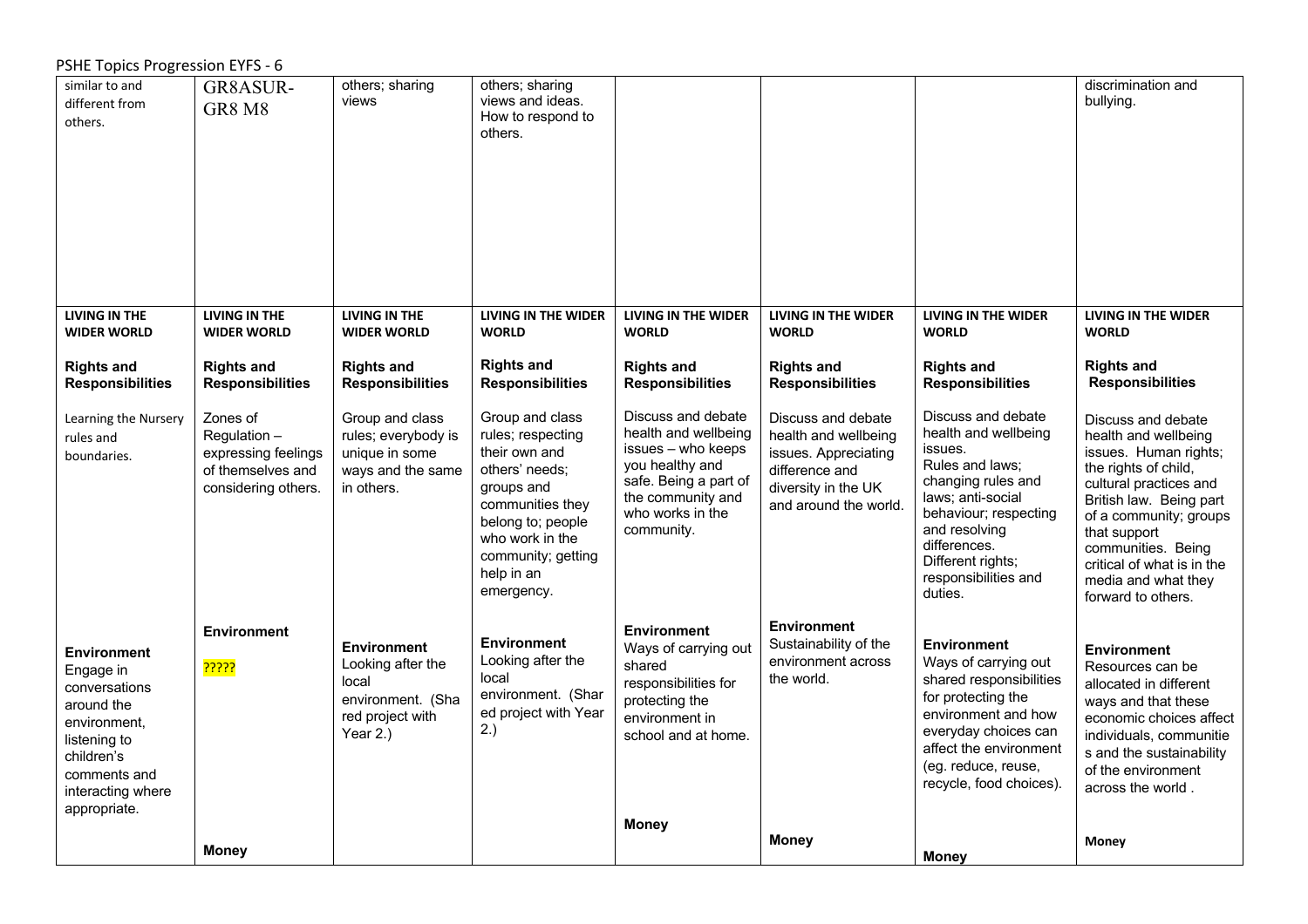# PSHE Topics Progression EYFS - 6

| | | | | | | | |
|---|---|---|---|---|---|---|---|
| similar to and different from others. | GR8ASUR-GR8 M8 | others; sharing views | others; sharing views and ideas. How to respond to others. | | | | discrimination and bullying. |
| **LIVING IN THE WIDER WORLD**<br><br>**Rights and Responsibilities**<br><br>Learning the Nursery rules and boundaries. | **LIVING IN THE WIDER WORLD**<br><br>**Rights and Responsibilities**<br><br>Zones of Regulation – expressing feelings of themselves and considering others. | **LIVING IN THE WIDER WORLD**<br><br>**Rights and Responsibilities**<br><br>Group and class rules; everybody is unique in some ways and the same in others. | **LIVING IN THE WIDER WORLD**<br><br>**Rights and Responsibilities**<br><br>Group and class rules; respecting their own and others' needs; groups and communities they belong to; people who work in the community; getting help in an emergency. | **LIVING IN THE WIDER WORLD**<br><br>**Rights and Responsibilities**<br><br>Discuss and debate health and wellbeing issues – who keeps you healthy and safe. Being a part of the community and who works in the community. | **LIVING IN THE WIDER WORLD**<br><br>**Rights and Responsibilities**<br><br>Discuss and debate health and wellbeing issues. Appreciating difference and diversity in the UK and around the world. | **LIVING IN THE WIDER WORLD**<br><br>**Rights and Responsibilities**<br><br>Discuss and debate health and wellbeing issues.<br>Rules and laws; changing rules and laws; anti-social behaviour; respecting and resolving differences.<br>Different rights; responsibilities and duties. | **LIVING IN THE WIDER WORLD**<br><br>**Rights and Responsibilities**<br><br>Discuss and debate health and wellbeing issues. Human rights; the rights of child, cultural practices and British law. Being part of a community; groups that support communities. Being critical of what is in the media and what they forward to others. |
| **Environment**<br>Engage in conversations around the environment, listening to children's comments and interacting where appropriate. | **Environment**<br><br>?????<br><br>**Money** | **Environment**<br>Looking after the local environment. (Shared project with Year 2.) | **Environment**<br>Looking after the local environment. (Shared project with Year 2.) | **Environment**<br>Ways of carrying out shared responsibilities for protecting the environment in school and at home.<br><br>**Money** | **Environment**<br>Sustainability of the environment across the world.<br><br>**Money** | **Environment**<br>Ways of carrying out shared responsibilities for protecting the environment and how everyday choices can affect the environment (eg. reduce, reuse, recycle, food choices).<br><br>**Money** | **Environment**<br>Resources can be allocated in different ways and that these economic choices affect individuals, communities and the sustainability of the environment across the world .<br><br>**Money** |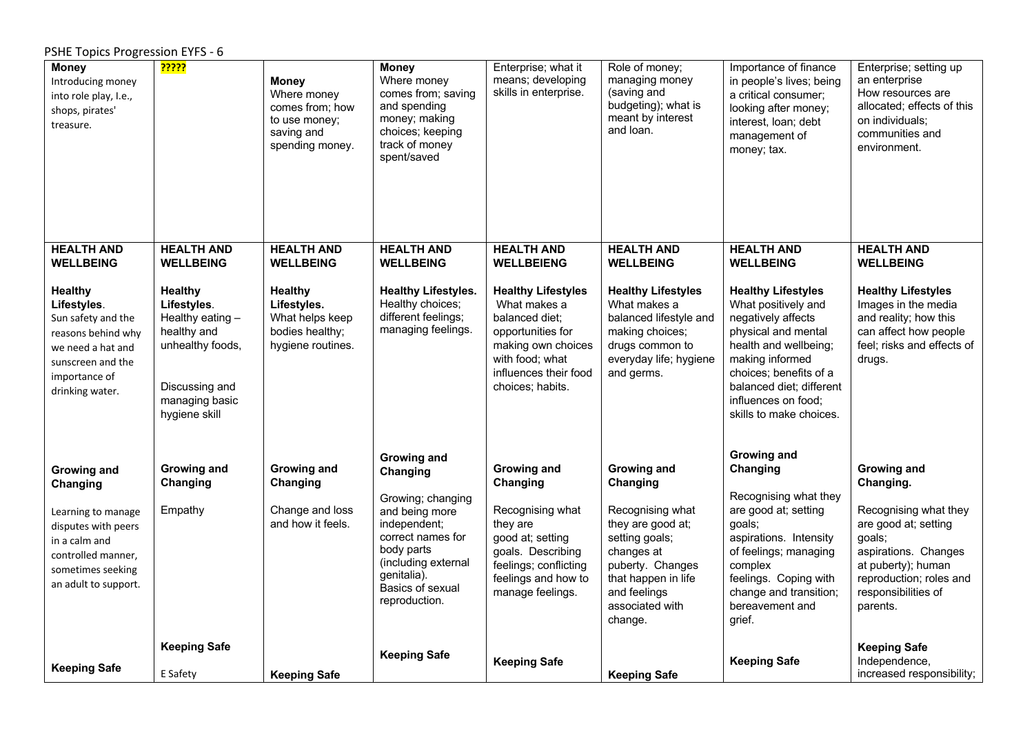PSHE Topics Progression EYFS - 6

| | | | | | | | |
|---|---|---|---|---|---|---|---|
| **Money**<br>Introducing money into role play, I.e., shops, pirates' treasure. | ????? | **Money**<br>Where money comes from; how to use money; saving and spending money. | **Money**<br>Where money comes from; saving and spending money; making choices; keeping track of money spent/saved | Enterprise; what it means; developing skills in enterprise. | Role of money; managing money (saving and budgeting); what is meant by interest and loan. | Importance of finance in people's lives; being a critical consumer; looking after money; interest, loan; debt management of money; tax. | Enterprise; setting up an enterprise<br>How resources are allocated; effects of this on individuals; communities and environment. |
| **HEALTH AND WELLBEING**<br><br>**Healthy Lifestyles**.<br>Sun safety and the reasons behind why we need a hat and sunscreen and the importance of drinking water.<br><br>**Growing and Changing**<br><br>Learning to manage disputes with peers in a calm and controlled manner, sometimes seeking an adult to support.<br><br>**Keeping Safe** | **HEALTH AND WELLBEING**<br><br>**Healthy Lifestyles**.<br>Healthy eating – healthy and unhealthy foods,<br><br>Discussing and managing basic hygiene skill<br><br>**Growing and Changing**<br><br>Empathy<br><br>**Keeping Safe**<br><br>E Safety | **HEALTH AND WELLBEING**<br><br>**Healthy Lifestyles.**<br>What helps keep bodies healthy; hygiene routines.<br><br>**Growing and Changing**<br><br>Change and loss and how it feels.<br><br>**Keeping Safe** | **HEALTH AND WELLBEING**<br><br>**Healthy Lifestyles.**<br>Healthy choices; different feelings; managing feelings.<br><br>**Growing and Changing**<br><br>Growing; changing and being more independent; correct names for body parts (including external genitalia).<br>Basics of sexual reproduction.<br><br>**Keeping Safe** | **HEALTH AND WELLBEIENG**<br><br>**Healthy Lifestyles**<br>What makes a balanced diet; opportunities for making own choices with food; what influences their food choices; habits.<br><br>**Growing and Changing**<br><br>Recognising what they are good at; setting goals. Describing feelings; conflicting feelings and how to manage feelings.<br><br>**Keeping Safe** | **HEALTH AND WELLBEING**<br><br>**Healthy Lifestyles**<br>What makes a balanced lifestyle and making choices; drugs common to everyday life; hygiene and germs.<br><br>**Growing and Changing**<br><br>Recognising what they are good at; setting goals; changes at puberty. Changes that happen in life and feelings associated with change.<br><br>**Keeping Safe** | **HEALTH AND WELLBEING**<br><br>**Healthy Lifestyles**<br>What positively and negatively affects physical and mental health and wellbeing; making informed choices; benefits of a balanced diet; different influences on food; skills to make choices.<br><br>**Growing and Changing**<br><br>Recognising what they are good at; setting goals; aspirations. Intensity of feelings; managing complex feelings. Coping with change and transition; bereavement and grief.<br><br>**Keeping Safe** | **HEALTH AND WELLBEING**<br><br>**Healthy Lifestyles**<br>Images in the media and reality; how this can affect how people feel; risks and effects of drugs.<br><br>**Growing and Changing.**<br><br>Recognising what they are good at; setting goals; aspirations. Changes at puberty); human reproduction; roles and responsibilities of parents.<br><br>**Keeping Safe**<br>Independence, increased responsibility; |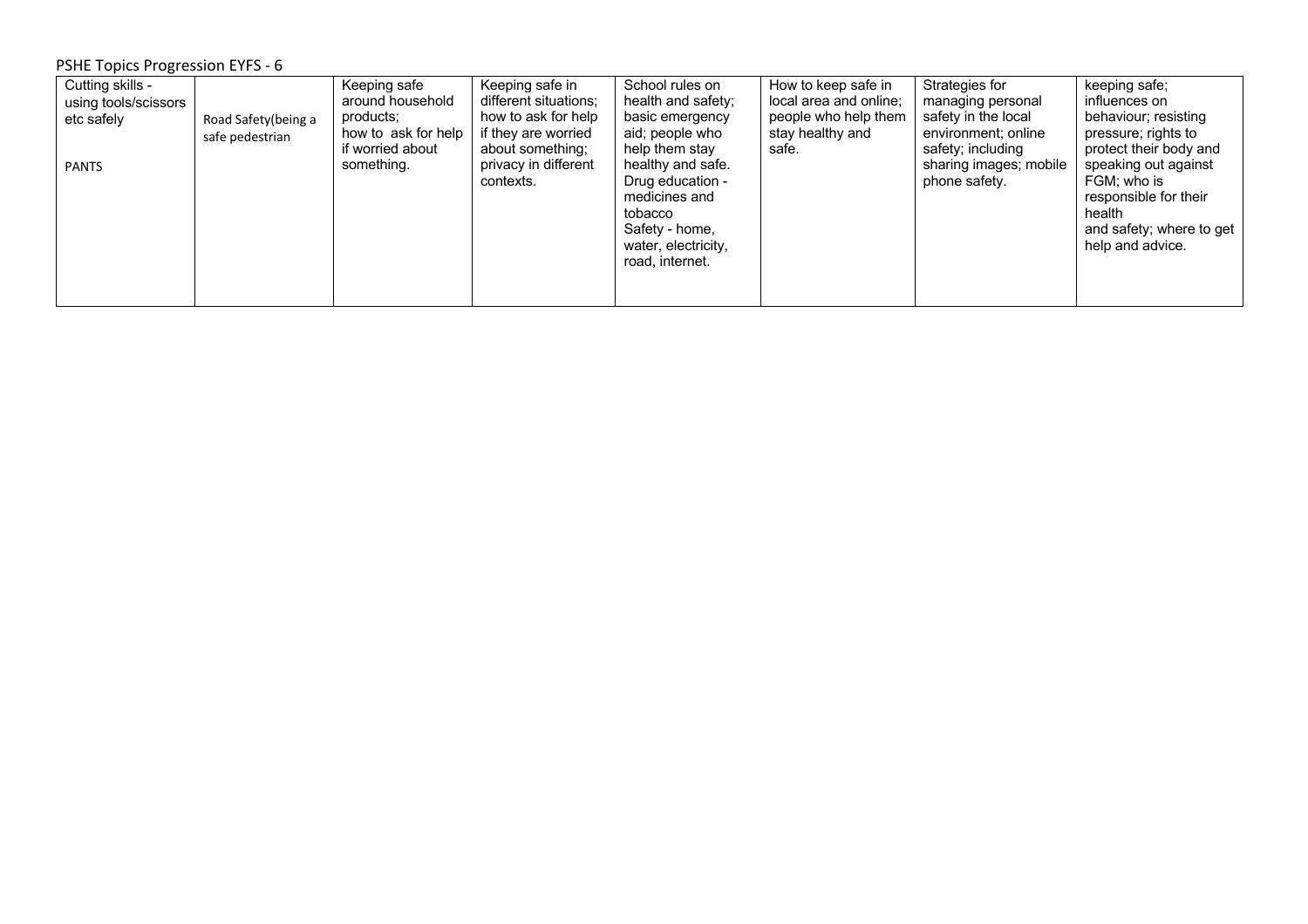PSHE Topics Progression EYFS - 6

| | | | | | | | |
|---|---|---|---|---|---|---|---|
| Cutting skills - using tools/scissors etc safely<br><br>PANTS | Road Safety(being a safe pedestrian | Keeping safe around household products; how to ask for help if worried about something. | Keeping safe in different situations; how to ask for help if they are worried about something; privacy in different contexts. | School rules on health and safety; basic emergency aid; people who help them stay healthy and safe. Drug education - medicines and tobacco<br>Safety - home, water, electricity, road, internet. | How to keep safe in local area and online; people who help them stay healthy and safe. | Strategies for managing personal safety in the local environment; online safety; including sharing images; mobile phone safety. | keeping safe; influences on behaviour; resisting pressure; rights to protect their body and speaking out against FGM; who is responsible for their health<br>and safety; where to get help and advice. |